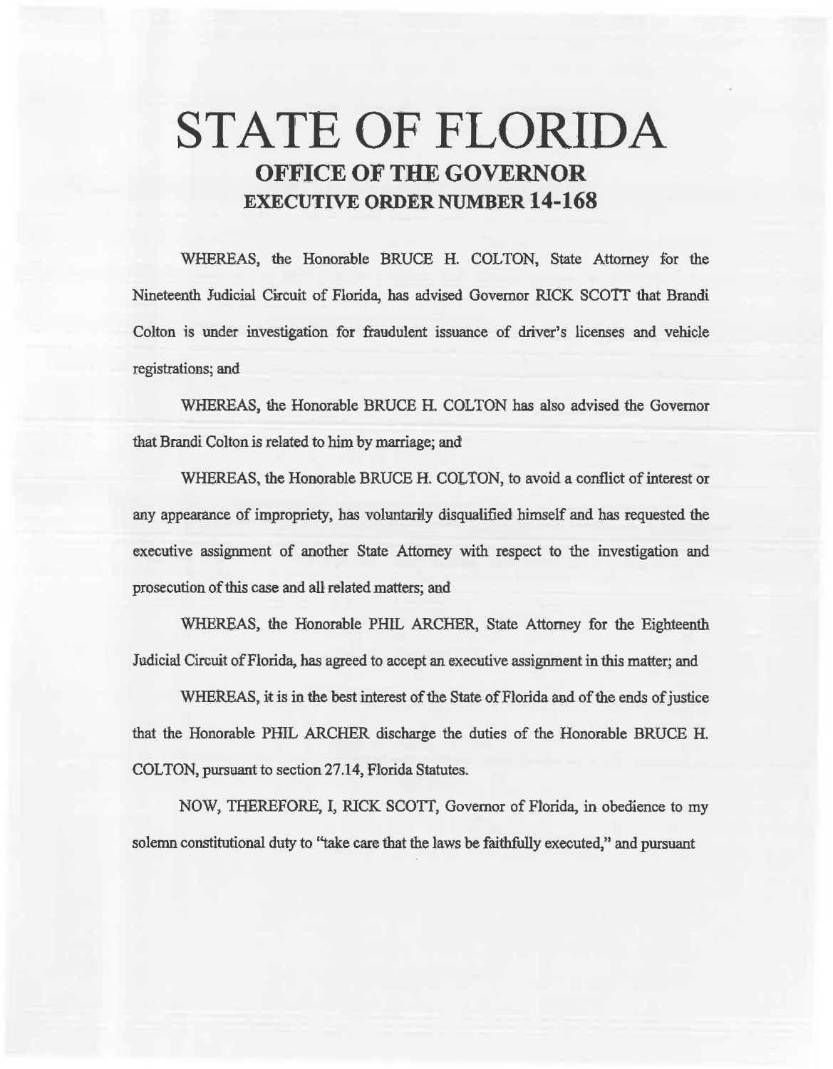# STATE OF FLORIDA

## OFFICE OF THE GOVERNOR

## EXECUTIVE ORDER NUMBER 14-168

WHEREAS, the Honorable BRUCE H. COLTON, State Attorney for the Nineteenth Judicial Circuit of Florida, has advised Governor RICK SCOTT that Brandi Colton is under investigation for fraudulent issuance of driver's licenses and vehicle registrations; and

WHEREAS, the Honorable BRUCE H. COLTON has also advised the Governor that Brandi Colton is related to him by marriage; and

WHEREAS, the Honorable BRUCE H. COLTON, to avoid a conflict of interest or any appearance of impropriety, has voluntarily disqualified himself and has requested the executive assignment of another State Attorney with respect to the investigation and prosecution of this case and all related matters; and

WHEREAS, the Honorable PHIL ARCHER, State Attorney for the Eighteenth Judicial Circuit of Florida, has agreed to accept an executive assignment in this matter; and

WHEREAS, it is in the best interest of the State of Florida and of the ends of justice that the Honorable PHIL ARCHER discharge the duties of the Honorable BRUCE H. COLTON, pursuant to section 27.14, Florida Statutes.

NOW, THEREFORE, I, RICK SCOTT, Governor of Florida, in obedience to my solemn constitutional duty to "take care that the laws be faithfully executed," and pursuant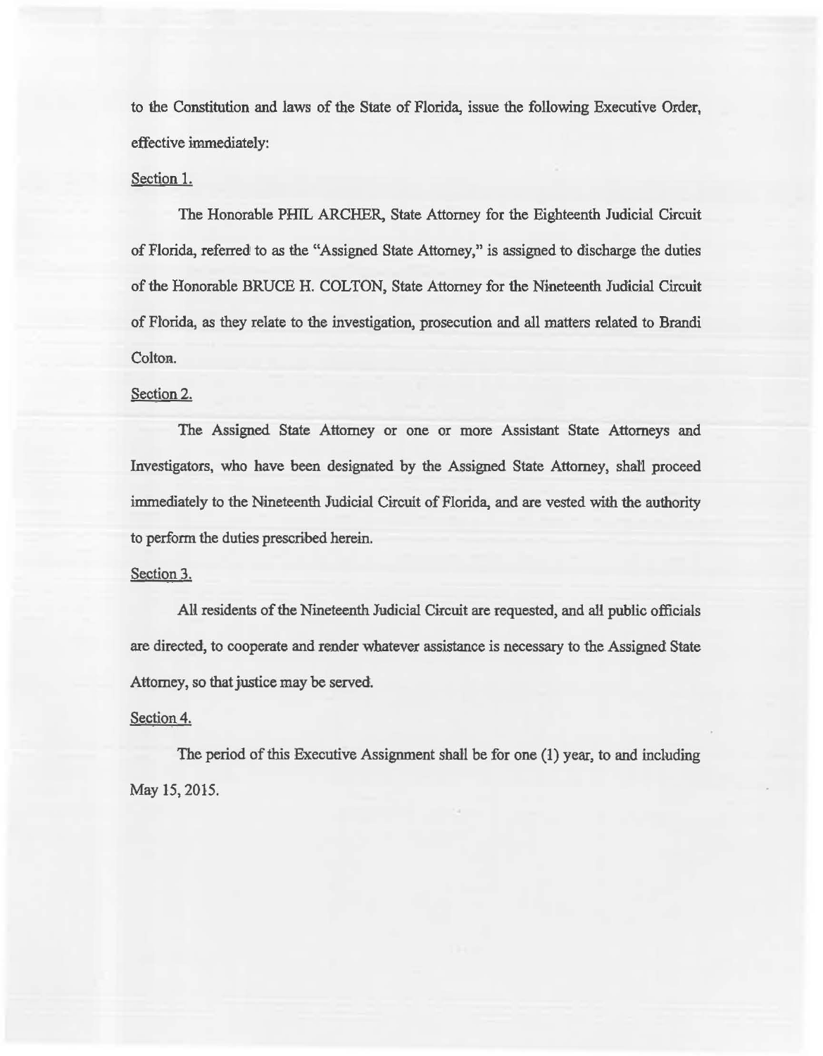to the Constitution and laws of the State of Florida, issue the following Executive Order, effective immediately:

Section 1.

The Honorable PHIL ARCHER, State Attorney for the Eighteenth Judicial Circuit of Florida, referred to as the "Assigned State Attorney," is assigned to discharge the duties of the Honorable BRUCE H. COLTON, State Attorney for the Nineteenth Judicial Circuit of Florida, as they relate to the investigation, prosecution and all matters related to Brandi Colton.

Section 2.

The Assigned State Attorney or one or more Assistant State Attorneys and Investigators, who have been designated by the Assigned State Attorney, shall proceed immediately to the Nineteenth Judicial Circuit of Florida, and are vested with the authority to perform the duties prescribed herein.

Section 3.

All residents of the Nineteenth Judicial Circuit are requested, and all public officials are directed, to cooperate and render whatever assistance is necessary to the Assigned State Attorney, so that justice may be served.

Section 4.

The period of this Executive Assignment shall be for one (1) year, to and including May 15, 2015.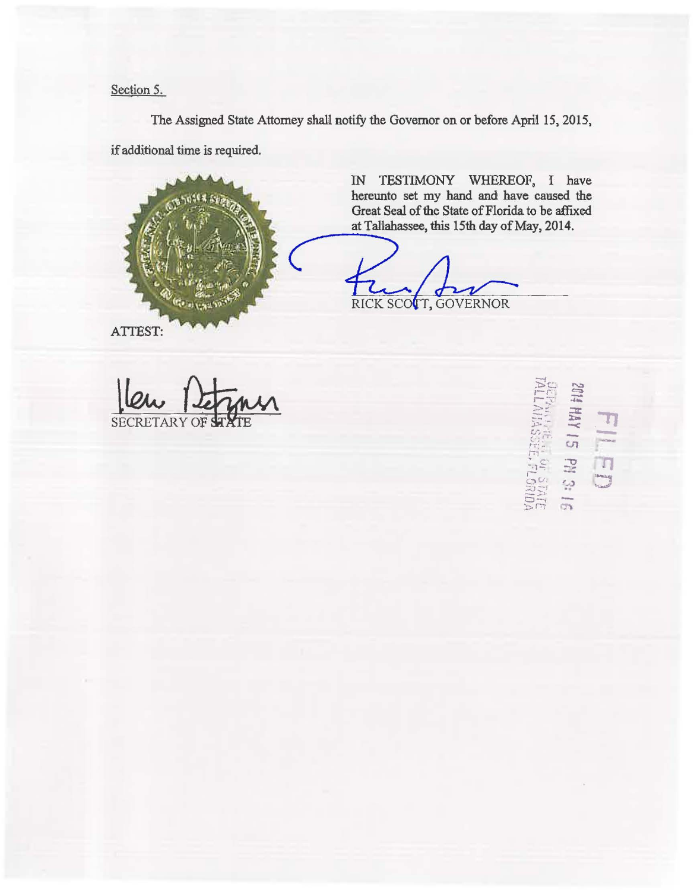Section 5.

The Assigned State Attorney shall notify the Governor on or before April 15, 2015, if additional time is required.

IN TESTIMONY WHEREOF, I have hereunto set my hand and have caused the Great Seal of the State of Florida to be affixed at Tallahassee, this 15th day of May, 2014.

RICK SCOTT, GOVERNOR

ATTEST:

SECRETARY OF STATE

FILED

2014 MAY 15 PM 3:16

DEPARTMENT OF STATE
TALLAHASSEE, FLORIDA